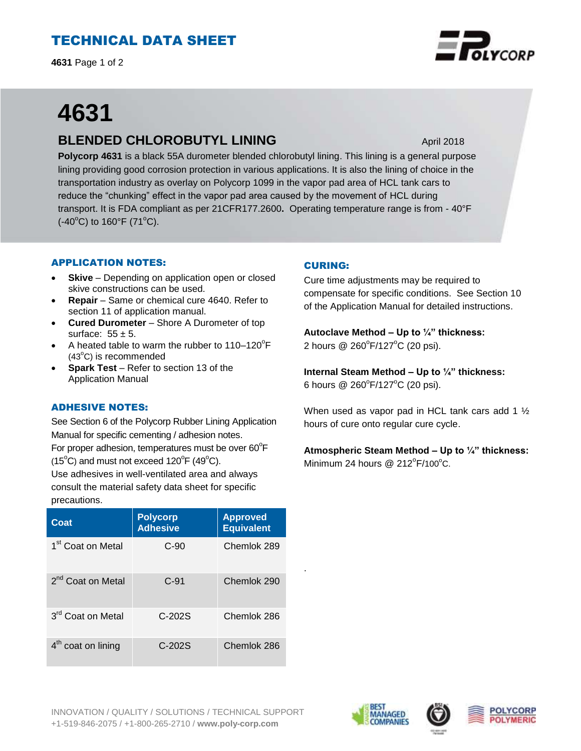# TECHNICAL DATA SHEET

# 4631

## BLENDED CHLOROBUTYL LINING

April 2018

**Polycorp 4631** is a black 55A durometer blended chlorobutyl lining. This lining is a general purpose lining providing good corrosion protection in various applications. It is also the lining of choice in the transportation industry as overlay on Polycorp 1099 in the vapor pad area of HCL tank cars to reduce the "chunking" effect in the vapor pad area caused by the movement of HCL during transport. It is FDA compliant as per 21CFR177.2600**.** Operating temperature range is from - 40°F (-40°C) to 160°F (71°C).

### APPLICATION NOTES:

- **Skive** – Depending on application open or closed skive constructions can be used.
- **Repair** – Same or chemical cure 4640. Refer to section 11 of application manual.
- **Cured Durometer** – Shore A Durometer of top surface: 55 ± 5.
- A heated table to warm the rubber to 110–120°F (43°C) is recommended
- **Spark Test** – Refer to section 13 of the Application Manual

### ADHESIVE NOTES:

See Section 6 of the Polycorp Rubber Lining Application Manual for specific cementing / adhesion notes.
For proper adhesion, temperatures must be over 60°F (15°C) and must not exceed 120°F (49°C).
Use adhesives in well-ventilated area and always consult the material safety data sheet for specific precautions.

| Coat | Polycorp Adhesive | Approved Equivalent |
|---|---|---|
| 1st Coat on Metal | C-90 | Chemlok 289 |
| 2nd Coat on Metal | C-91 | Chemlok 290 |
| 3rd Coat on Metal | C-202S | Chemlok 286 |
| 4th coat on lining | C-202S | Chemlok 286 |

### CURING:

Cure time adjustments may be required to compensate for specific conditions. See Section 10 of the Application Manual for detailed instructions.

**Autoclave Method – Up to ¼" thickness:**
2 hours @ 260°F/127°C (20 psi).

**Internal Steam Method – Up to ¼" thickness:**
6 hours @ 260°F/127°C (20 psi).

When used as vapor pad in HCL tank cars add 1 ½ hours of cure onto regular cure cycle.

**Atmospheric Steam Method – Up to ¼" thickness:**
Minimum 24 hours @ 212°F/100°C.

INNOVATION / QUALITY / SOLUTIONS / TECHNICAL SUPPORT
+1-519-846-2075 / +1-800-265-2710 / **www.poly-corp.com**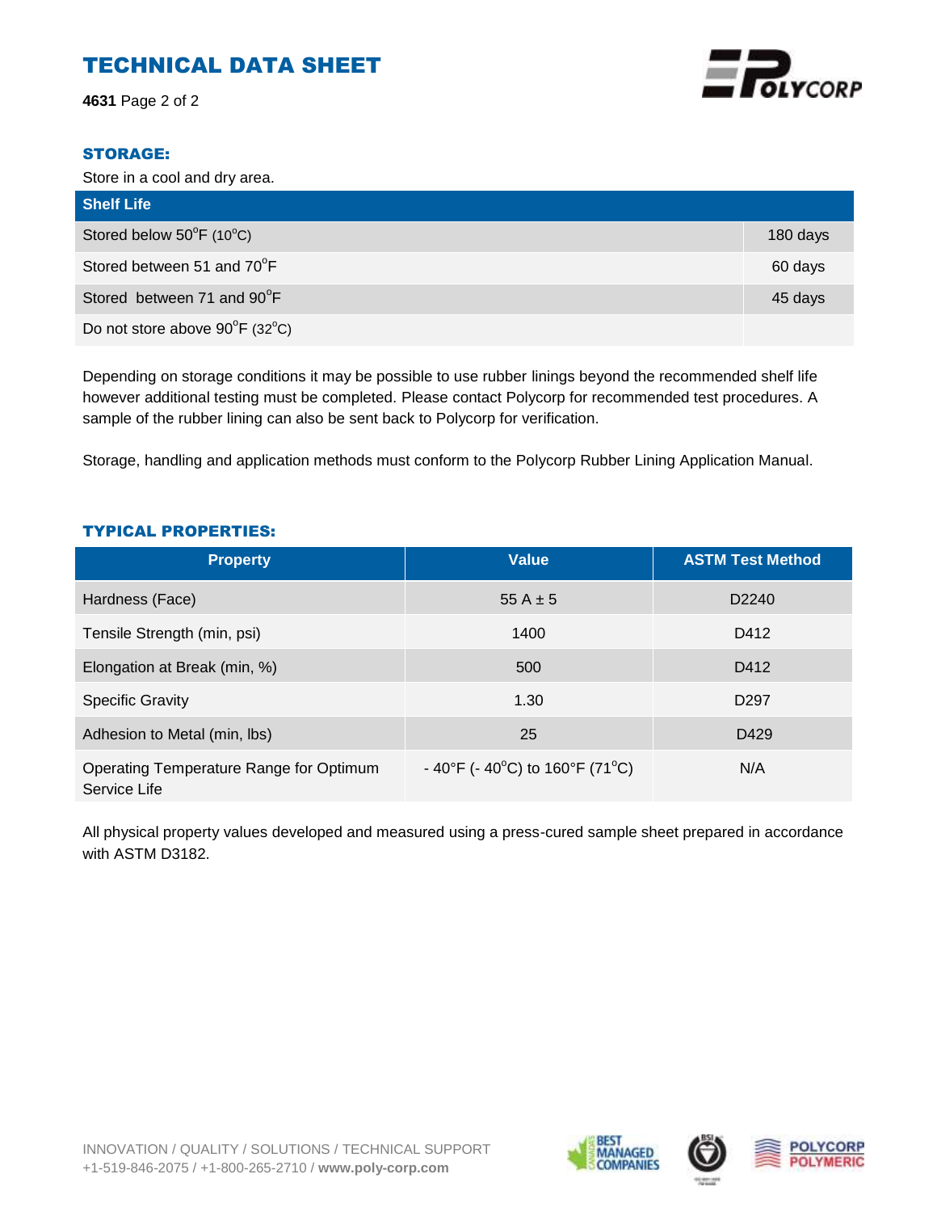## STORAGE:

Store in a cool and dry area.

| Shelf Life | |
|---|---|
| Stored below 50°F (10°C) | 180 days |
| Stored between 51 and 70°F | 60 days |
| Stored between 71 and 90°F | 45 days |
| Do not store above 90°F (32°C) | |

Depending on storage conditions it may be possible to use rubber linings beyond the recommended shelf life however additional testing must be completed. Please contact Polycorp for recommended test procedures. A sample of the rubber lining can also be sent back to Polycorp for verification.

Storage, handling and application methods must conform to the Polycorp Rubber Lining Application Manual.

## TYPICAL PROPERTIES:

| Property | Value | ASTM Test Method |
|---|---|---|
| Hardness (Face) | 55 A ± 5 | D2240 |
| Tensile Strength (min, psi) | 1400 | D412 |
| Elongation at Break (min, %) | 500 | D412 |
| Specific Gravity | 1.30 | D297 |
| Adhesion to Metal (min, lbs) | 25 | D429 |
| Operating Temperature Range for Optimum Service Life | - 40°F (- 40°C) to 160°F (71°C) | N/A |

All physical property values developed and measured using a press-cured sample sheet prepared in accordance with ASTM D3182.

INNOVATION / QUALITY / SOLUTIONS / TECHNICAL SUPPORT
+1-519-846-2075 / +1-800-265-2710 / **www.poly-corp.com**